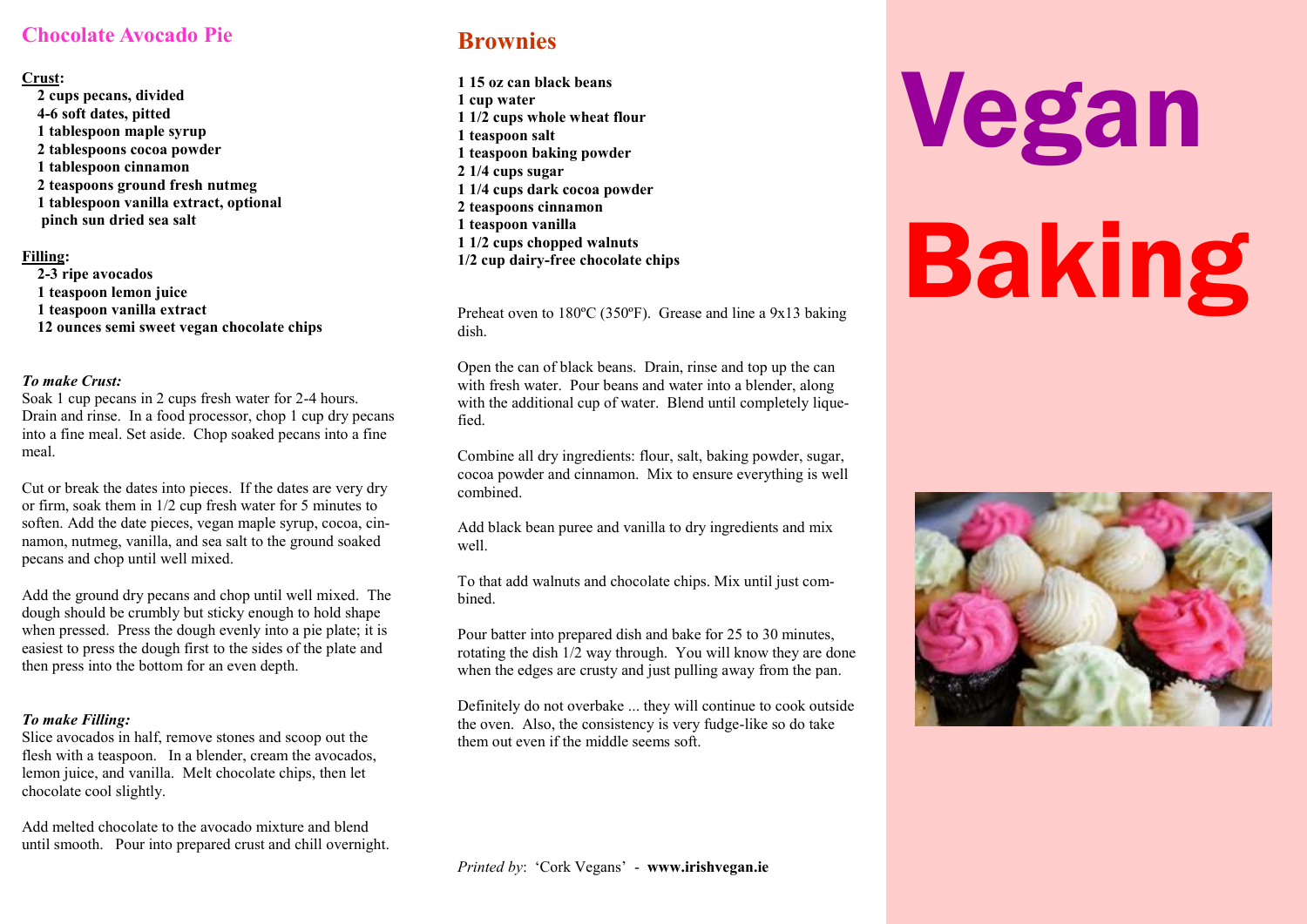## Chocolate Avocado Pie

**Crust:**

- **2 cups pecans, divided**
- **4-6 soft dates, pitted**
- **1 tablespoon maple syrup**
- **2 tablespoons cocoa powder**
- **1 tablespoon cinnamon**
- **2 teaspoons ground fresh nutmeg**
- **1 tablespoon vanilla extract, optional**
- **pinch sun dried sea salt**

**Filling:**

- **2-3 ripe avocados**
- **1 teaspoon lemon juice**
- **1 teaspoon vanilla extract**
- **12 ounces semi sweet vegan chocolate chips**

***To make Crust:***

Soak 1 cup pecans in 2 cups fresh water for 2-4 hours. Drain and rinse. In a food processor, chop 1 cup dry pecans into a fine meal. Set aside. Chop soaked pecans into a fine meal.

Cut or break the dates into pieces. If the dates are very dry or firm, soak them in 1/2 cup fresh water for 5 minutes to soften. Add the date pieces, vegan maple syrup, cocoa, cinnamon, nutmeg, vanilla, and sea salt to the ground soaked pecans and chop until well mixed.

Add the ground dry pecans and chop until well mixed. The dough should be crumbly but sticky enough to hold shape when pressed. Press the dough evenly into a pie plate; it is easiest to press the dough first to the sides of the plate and then press into the bottom for an even depth.

***To make Filling:***

Slice avocados in half, remove stones and scoop out the flesh with a teaspoon. In a blender, cream the avocados, lemon juice, and vanilla. Melt chocolate chips, then let chocolate cool slightly.

Add melted chocolate to the avocado mixture and blend until smooth. Pour into prepared crust and chill overnight.

## Brownies

**1 15 oz can black beans**
**1 cup water**
**1 1/2 cups whole wheat flour**
**1 teaspoon salt**
**1 teaspoon baking powder**
**2 1/4 cups sugar**
**1 1/4 cups dark cocoa powder**
**2 teaspoons cinnamon**
**1 teaspoon vanilla**
**1 1/2 cups chopped walnuts**
**1/2 cup dairy-free chocolate chips**

Preheat oven to 180ºC (350ºF). Grease and line a 9x13 baking dish.

Open the can of black beans. Drain, rinse and top up the can with fresh water. Pour beans and water into a blender, along with the additional cup of water. Blend until completely liquefied.

Combine all dry ingredients: flour, salt, baking powder, sugar, cocoa powder and cinnamon. Mix to ensure everything is well combined.

Add black bean puree and vanilla to dry ingredients and mix well.

To that add walnuts and chocolate chips. Mix until just combined.

Pour batter into prepared dish and bake for 25 to 30 minutes, rotating the dish 1/2 way through. You will know they are done when the edges are crusty and just pulling away from the pan.

Definitely do not overbake ... they will continue to cook outside the oven. Also, the consistency is very fudge-like so do take them out even if the middle seems soft.

*Printed by*: 'Cork Vegans' - **www.irishvegan.ie**

# Vegan Baking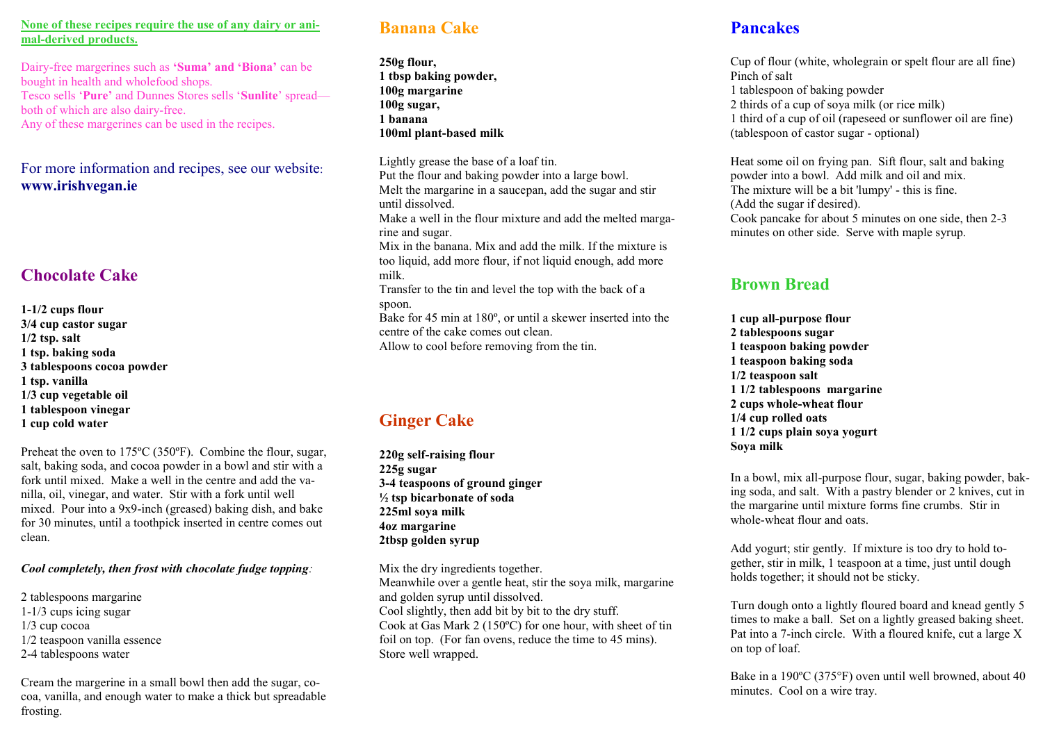**None of these recipes require the use of any dairy or animal-derived products.**

Dairy-free margerines such as **'Suma' and 'Biona'** can be bought in health and wholefood shops.
Tesco sells '**Pure**' and Dunnes Stores sells '**Sunlite**' spread—both of which are also dairy-free.
Any of these margerines can be used in the recipes.

For more information and recipes, see our website: **www.irishvegan.ie**

## Chocolate Cake

**1-1/2 cups flour**
**3/4 cup castor sugar**
**1/2 tsp. salt**
**1 tsp. baking soda**
**3 tablespoons cocoa powder**
**1 tsp. vanilla**
**1/3 cup vegetable oil**
**1 tablespoon vinegar**
**1 cup cold water**

Preheat the oven to 175ºC (350ºF). Combine the flour, sugar, salt, baking soda, and cocoa powder in a bowl and stir with a fork until mixed. Make a well in the centre and add the vanilla, oil, vinegar, and water. Stir with a fork until well mixed. Pour into a 9x9-inch (greased) baking dish, and bake for 30 minutes, until a toothpick inserted in centre comes out clean.

***Cool completely, then frost with chocolate fudge topping***:

2 tablespoons margarine
1-1/3 cups icing sugar
1/3 cup cocoa
1/2 teaspoon vanilla essence
2-4 tablespoons water

Cream the margerine in a small bowl then add the sugar, cocoa, vanilla, and enough water to make a thick but spreadable frosting.

## Banana Cake

**250g flour,**
**1 tbsp baking powder,**
**100g margarine**
**100g sugar,**
**1 banana**
**100ml plant-based milk**

Lightly grease the base of a loaf tin.
Put the flour and baking powder into a large bowl.
Melt the margarine in a saucepan, add the sugar and stir until dissolved.
Make a well in the flour mixture and add the melted margarine and sugar.
Mix in the banana. Mix and add the milk. If the mixture is too liquid, add more flour, if not liquid enough, add more milk.
Transfer to the tin and level the top with the back of a spoon.
Bake for 45 min at 180º, or until a skewer inserted into the centre of the cake comes out clean.
Allow to cool before removing from the tin.

## Ginger Cake

**220g self-raising flour**
**225g sugar**
**3-4 teaspoons of ground ginger**
**½ tsp bicarbonate of soda**
**225ml soya milk**
**4oz margarine**
**2tbsp golden syrup**

Mix the dry ingredients together.
Meanwhile over a gentle heat, stir the soya milk, margarine and golden syrup until dissolved.
Cool slightly, then add bit by bit to the dry stuff.
Cook at Gas Mark 2 (150ºC) for one hour, with sheet of tin foil on top. (For fan ovens, reduce the time to 45 mins).
Store well wrapped.

## Pancakes

Cup of flour (white, wholegrain or spelt flour are all fine)
Pinch of salt
1 tablespoon of baking powder
2 thirds of a cup of soya milk (or rice milk)
1 third of a cup of oil (rapeseed or sunflower oil are fine)
(tablespoon of castor sugar - optional)

Heat some oil on frying pan. Sift flour, salt and baking powder into a bowl. Add milk and oil and mix.
The mixture will be a bit 'lumpy' - this is fine.
(Add the sugar if desired).
Cook pancake for about 5 minutes on one side, then 2-3 minutes on other side. Serve with maple syrup.

## Brown Bread

**1 cup all-purpose flour**
**2 tablespoons sugar**
**1 teaspoon baking powder**
**1 teaspoon baking soda**
**1/2 teaspoon salt**
**1 1/2 tablespoons margarine**
**2 cups whole-wheat flour**
**1/4 cup rolled oats**
**1 1/2 cups plain soya yogurt**
**Soya milk**

In a bowl, mix all-purpose flour, sugar, baking powder, baking soda, and salt. With a pastry blender or 2 knives, cut in the margarine until mixture forms fine crumbs. Stir in whole-wheat flour and oats.

Add yogurt; stir gently. If mixture is too dry to hold together, stir in milk, 1 teaspoon at a time, just until dough holds together; it should not be sticky.

Turn dough onto a lightly floured board and knead gently 5 times to make a ball. Set on a lightly greased baking sheet. Pat into a 7-inch circle. With a floured knife, cut a large X on top of loaf.

Bake in a 190ºC (375°F) oven until well browned, about 40 minutes. Cool on a wire tray.